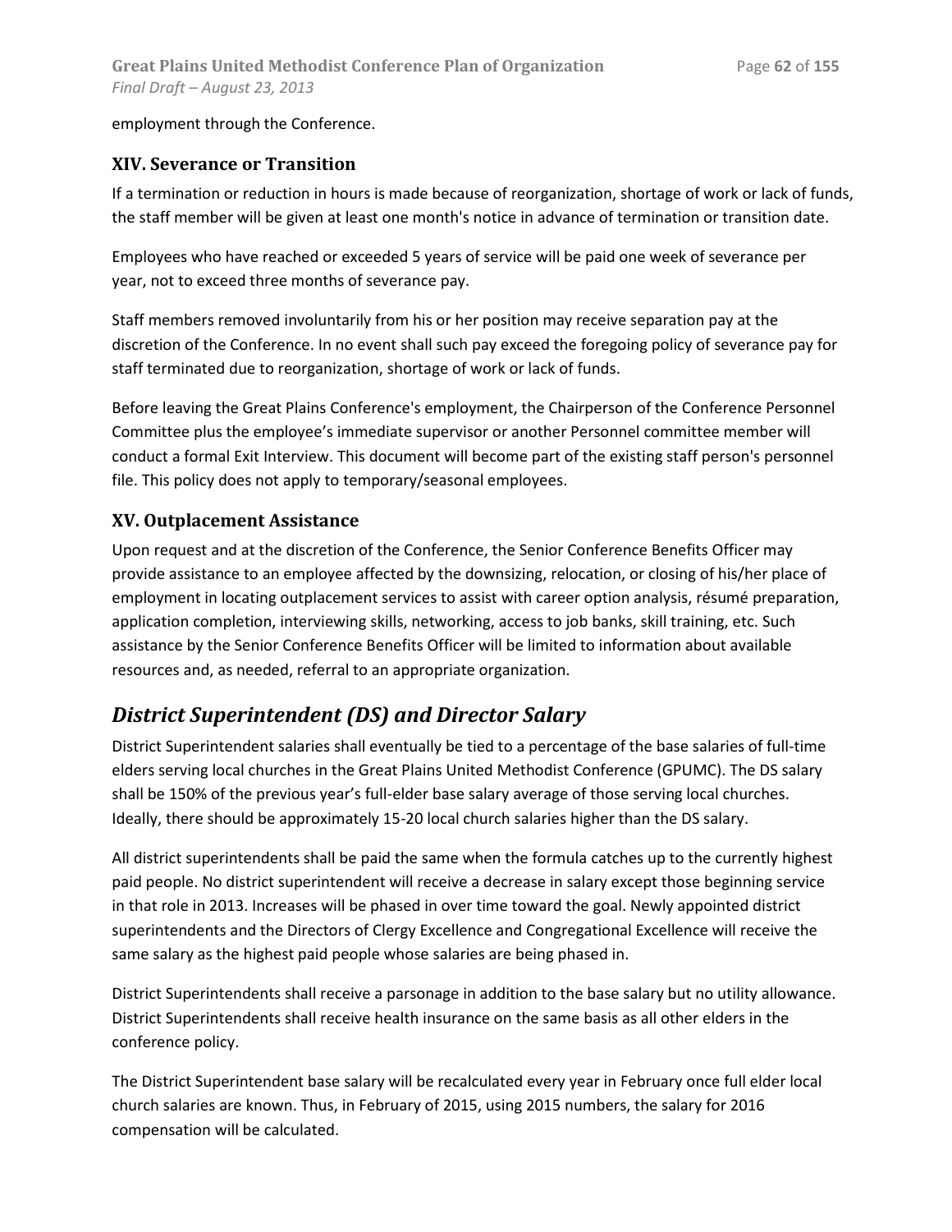employment through the Conference.

### XIV. Severance or Transition

If a termination or reduction in hours is made because of reorganization, shortage of work or lack of funds, the staff member will be given at least one month's notice in advance of termination or transition date.

Employees who have reached or exceeded 5 years of service will be paid one week of severance per year, not to exceed three months of severance pay.

Staff members removed involuntarily from his or her position may receive separation pay at the discretion of the Conference. In no event shall such pay exceed the foregoing policy of severance pay for staff terminated due to reorganization, shortage of work or lack of funds.

Before leaving the Great Plains Conference's employment, the Chairperson of the Conference Personnel Committee plus the employee's immediate supervisor or another Personnel committee member will conduct a formal Exit Interview. This document will become part of the existing staff person's personnel file. This policy does not apply to temporary/seasonal employees.

### XV. Outplacement Assistance

Upon request and at the discretion of the Conference, the Senior Conference Benefits Officer may provide assistance to an employee affected by the downsizing, relocation, or closing of his/her place of employment in locating outplacement services to assist with career option analysis, résumé preparation, application completion, interviewing skills, networking, access to job banks, skill training, etc. Such assistance by the Senior Conference Benefits Officer will be limited to information about available resources and, as needed, referral to an appropriate organization.

## *District Superintendent (DS) and Director Salary*

District Superintendent salaries shall eventually be tied to a percentage of the base salaries of full-time elders serving local churches in the Great Plains United Methodist Conference (GPUMC). The DS salary shall be 150% of the previous year's full-elder base salary average of those serving local churches. Ideally, there should be approximately 15-20 local church salaries higher than the DS salary.

All district superintendents shall be paid the same when the formula catches up to the currently highest paid people. No district superintendent will receive a decrease in salary except those beginning service in that role in 2013. Increases will be phased in over time toward the goal. Newly appointed district superintendents and the Directors of Clergy Excellence and Congregational Excellence will receive the same salary as the highest paid people whose salaries are being phased in.

District Superintendents shall receive a parsonage in addition to the base salary but no utility allowance. District Superintendents shall receive health insurance on the same basis as all other elders in the conference policy.

The District Superintendent base salary will be recalculated every year in February once full elder local church salaries are known. Thus, in February of 2015, using 2015 numbers, the salary for 2016 compensation will be calculated.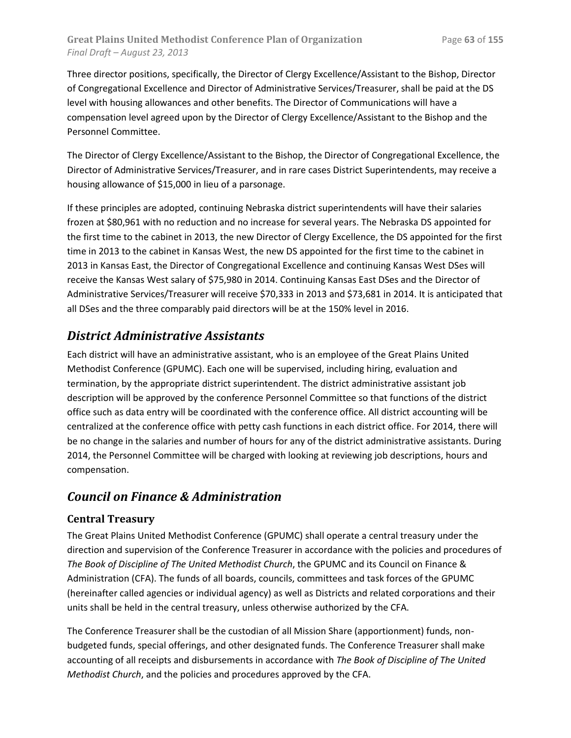Three director positions, specifically, the Director of Clergy Excellence/Assistant to the Bishop, Director of Congregational Excellence and Director of Administrative Services/Treasurer, shall be paid at the DS level with housing allowances and other benefits. The Director of Communications will have a compensation level agreed upon by the Director of Clergy Excellence/Assistant to the Bishop and the Personnel Committee.

The Director of Clergy Excellence/Assistant to the Bishop, the Director of Congregational Excellence, the Director of Administrative Services/Treasurer, and in rare cases District Superintendents, may receive a housing allowance of $15,000 in lieu of a parsonage.

If these principles are adopted, continuing Nebraska district superintendents will have their salaries frozen at $80,961 with no reduction and no increase for several years. The Nebraska DS appointed for the first time to the cabinet in 2013, the new Director of Clergy Excellence, the DS appointed for the first time in 2013 to the cabinet in Kansas West, the new DS appointed for the first time to the cabinet in 2013 in Kansas East, the Director of Congregational Excellence and continuing Kansas West DSes will receive the Kansas West salary of $75,980 in 2014. Continuing Kansas East DSes and the Director of Administrative Services/Treasurer will receive $70,333 in 2013 and $73,681 in 2014. It is anticipated that all DSes and the three comparably paid directors will be at the 150% level in 2016.

## *District Administrative Assistants*

Each district will have an administrative assistant, who is an employee of the Great Plains United Methodist Conference (GPUMC). Each one will be supervised, including hiring, evaluation and termination, by the appropriate district superintendent. The district administrative assistant job description will be approved by the conference Personnel Committee so that functions of the district office such as data entry will be coordinated with the conference office. All district accounting will be centralized at the conference office with petty cash functions in each district office. For 2014, there will be no change in the salaries and number of hours for any of the district administrative assistants. During 2014, the Personnel Committee will be charged with looking at reviewing job descriptions, hours and compensation.

## *Council on Finance & Administration*

### Central Treasury

The Great Plains United Methodist Conference (GPUMC) shall operate a central treasury under the direction and supervision of the Conference Treasurer in accordance with the policies and procedures of *The Book of Discipline of The United Methodist Church*, the GPUMC and its Council on Finance & Administration (CFA). The funds of all boards, councils, committees and task forces of the GPUMC (hereinafter called agencies or individual agency) as well as Districts and related corporations and their units shall be held in the central treasury, unless otherwise authorized by the CFA.

The Conference Treasurer shall be the custodian of all Mission Share (apportionment) funds, non-budgeted funds, special offerings, and other designated funds. The Conference Treasurer shall make accounting of all receipts and disbursements in accordance with *The Book of Discipline of The United Methodist Church*, and the policies and procedures approved by the CFA.